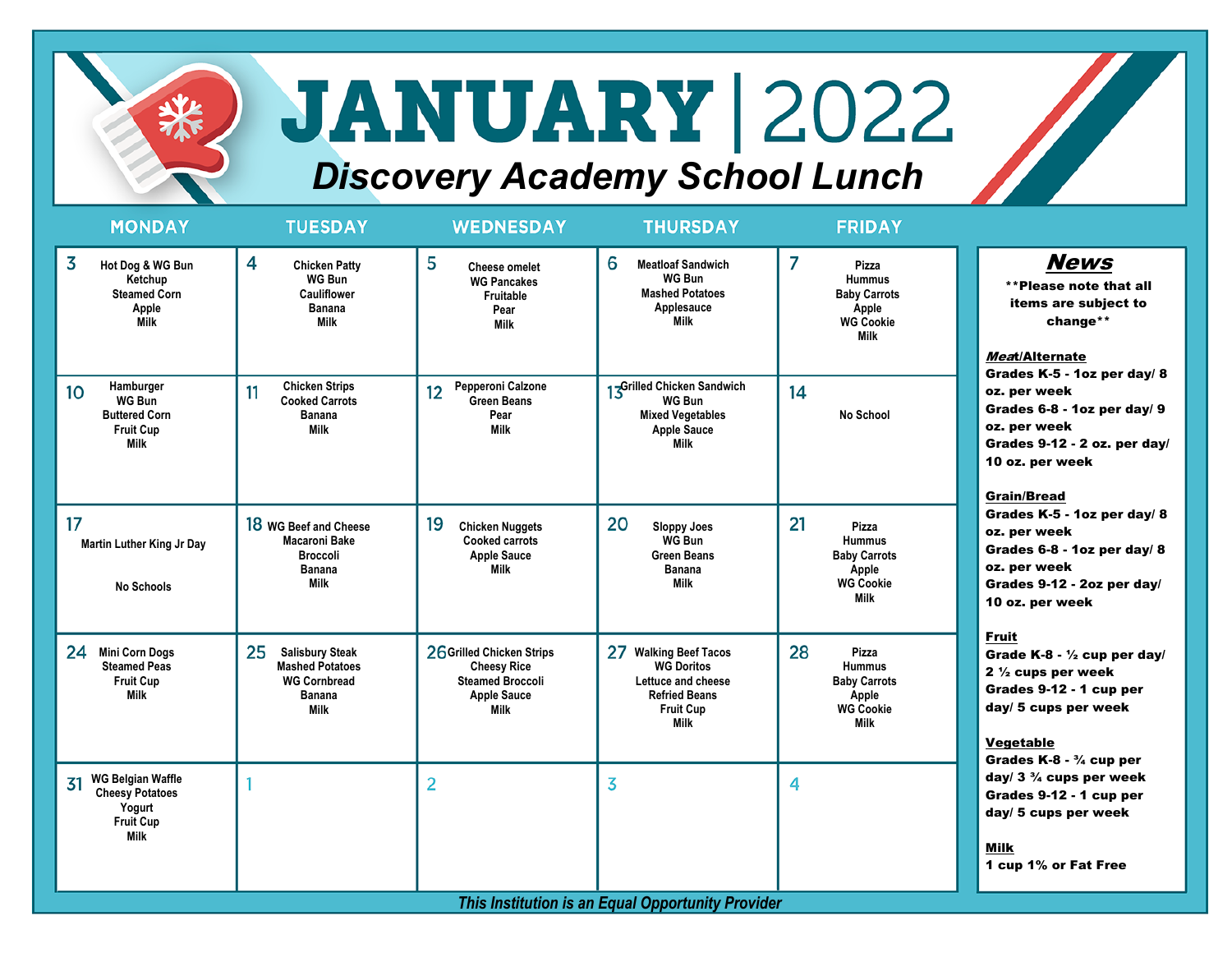# JANUARY | 2022

## Discovery Academy School Lunch

| MONDAY | TUESDAY | WEDNESDAY | THURSDAY | FRIDAY |
|---|---|---|---|---|
| 3 Hot Dog & WG Bun, Ketchup, Steamed Corn, Apple, Milk | 4 Chicken Patty, WG Bun, Cauliflower, Banana, Milk | 5 Cheese omelet, WG Pancakes, Fruitable, Pear, Milk | 6 Meatloaf Sandwich, WG Bun, Mashed Potatoes, Applesauce, Milk | 7 Pizza, Hummus, Baby Carrots, Apple, WG Cookie, Milk |
| 10 Hamburger, WG Bun, Buttered Corn, Fruit Cup, Milk | 11 Chicken Strips, Cooked Carrots, Banana, Milk | 12 Pepperoni Calzone, Green Beans, Pear, Milk | 13 Grilled Chicken Sandwich, WG Bun, Mixed Vegetables, Apple Sauce, Milk | 14 No School |
| 17 Martin Luther King Jr Day, No Schools | 18 WG Beef and Cheese Macaroni Bake, Broccoli, Banana, Milk | 19 Chicken Nuggets, Cooked carrots, Apple Sauce, Milk | 20 Sloppy Joes, WG Bun, Green Beans, Banana, Milk | 21 Pizza, Hummus, Baby Carrots, Apple, WG Cookie, Milk |
| 24 Mini Corn Dogs, Steamed Peas, Fruit Cup, Milk | 25 Salisbury Steak, Mashed Potatoes, WG Cornbread, Banana, Milk | 26 Grilled Chicken Strips, Cheesy Rice, Steamed Broccoli, Apple Sauce, Milk | 27 Walking Beef Tacos, WG Doritos, Lettuce and cheese, Refried Beans, Fruit Cup, Milk | 28 Pizza, Hummus, Baby Carrots, Apple, WG Cookie, Milk |
| 31 WG Belgian Waffle, Cheesy Potatoes, Yogurt, Fruit Cup, Milk | 1 | 2 | 3 | 4 |

## News

**Please note that all items are subject to change**

**Meat/Alternate**
Grades K-5 - 1oz per day/ 8 oz. per week
Grades 6-8 - 1oz per day/ 9 oz. per week
Grades 9-12 - 2 oz. per day/ 10 oz. per week

**Grain/Bread**
Grades K-5 - 1oz per day/ 8 oz. per week
Grades 6-8 - 1oz per day/ 8 oz. per week
Grades 9-12 - 2oz per day/ 10 oz. per week

**Fruit**
Grade K-8 - ½ cup per day/ 2 ½ cups per week
Grades 9-12 - 1 cup per day/ 5 cups per week

**Vegetable**
Grades K-8 - ¾ cup per day/ 3 ¾ cups per week
Grades 9-12 - 1 cup per day/ 5 cups per week

**Milk**
1 cup 1% or Fat Free

*This Institution is an Equal Opportunity Provider*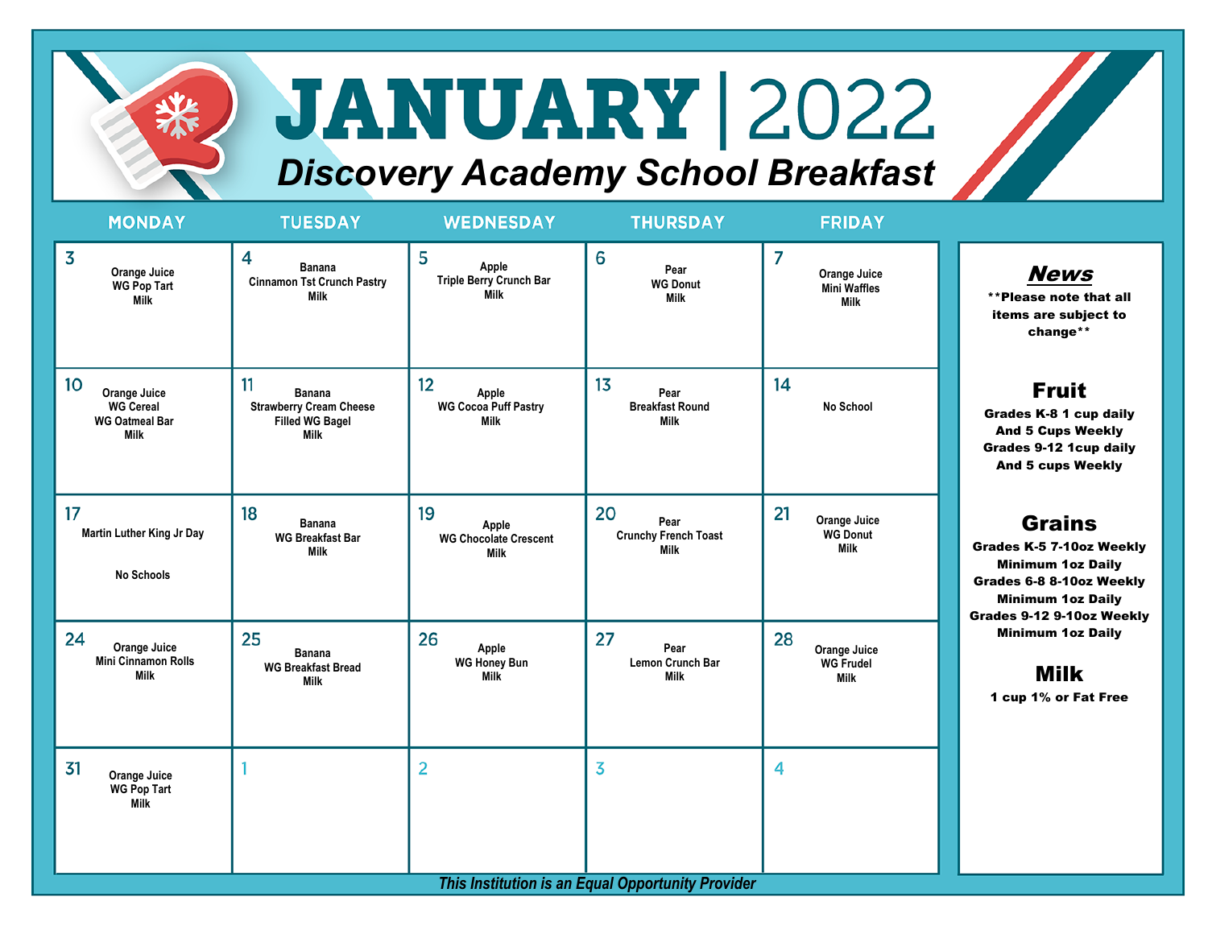# JANUARY | 2022

## *Discovery Academy School Breakfast*

| MONDAY | TUESDAY | WEDNESDAY | THURSDAY | FRIDAY |
|---|---|---|---|---|
| 3<br>Orange Juice<br>WG Pop Tart<br>Milk | 4<br>Banana<br>Cinnamon Tst Crunch Pastry<br>Milk | 5<br>Apple<br>Triple Berry Crunch Bar<br>Milk | 6<br>Pear<br>WG Donut<br>Milk | 7<br>Orange Juice<br>Mini Waffles<br>Milk |
| 10<br>Orange Juice<br>WG Cereal<br>WG Oatmeal Bar<br>Milk | 11<br>Banana<br>Strawberry Cream Cheese Filled WG Bagel<br>Milk | 12<br>Apple<br>WG Cocoa Puff Pastry<br>Milk | 13<br>Pear<br>Breakfast Round<br>Milk | 14<br>No School |
| 17<br>Martin Luther King Jr Day<br>No Schools | 18<br>Banana<br>WG Breakfast Bar<br>Milk | 19<br>Apple<br>WG Chocolate Crescent<br>Milk | 20<br>Pear<br>Crunchy French Toast<br>Milk | 21<br>Orange Juice<br>WG Donut<br>Milk |
| 24<br>Orange Juice<br>Mini Cinnamon Rolls<br>Milk | 25<br>Banana<br>WG Breakfast Bread<br>Milk | 26<br>Apple<br>WG Honey Bun<br>Milk | 27<br>Pear<br>Lemon Crunch Bar<br>Milk | 28<br>Orange Juice<br>WG Frudel<br>Milk |
| 31<br>Orange Juice<br>WG Pop Tart<br>Milk | 1 | 2 | 3 | 4 |

## *News*

**Please note that all items are subject to change**

### Fruit

**Grades K-8 1 cup daily**
**And 5 Cups Weekly**
**Grades 9-12 1cup daily**
**And 5 cups Weekly**

### Grains

**Grades K-5 7-10oz Weekly**
**Minimum 1oz Daily**
**Grades 6-8 8-10oz Weekly**
**Minimum 1oz Daily**
**Grades 9-12 9-10oz Weekly**
**Minimum 1oz Daily**

### Milk

**1 cup 1% or Fat Free**

*This Institution is an Equal Opportunity Provider*